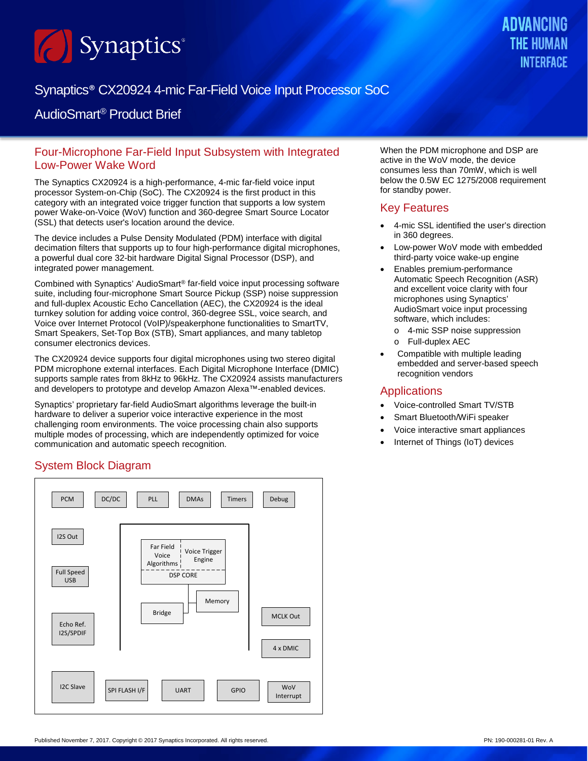# Synaptics® CX20924 4-mic Far-Field Voice Input Processor SoC

## AudioSmart® Product Brief

## Four-Microphone Far-Field Input Subsystem with Integrated Low-Power Wake Word

The Synaptics CX20924 is a high-performance, 4-mic far-field voice input processor System-on-Chip (SoC). The CX20924 is the first product in this category with an integrated voice trigger function that supports a low system power Wake-on-Voice (WoV) function and 360-degree Smart Source Locator (SSL) that detects user's location around the device.

The device includes a Pulse Density Modulated (PDM) interface with digital decimation filters that supports up to four high-performance digital microphones, a powerful dual core 32-bit hardware Digital Signal Processor (DSP), and integrated power management.

Combined with Synaptics' AudioSmart® far-field voice input processing software suite, including four-microphone Smart Source Pickup (SSP) noise suppression and full-duplex Acoustic Echo Cancellation (AEC), the CX20924 is the ideal turnkey solution for adding voice control, 360-degree SSL, voice search, and Voice over Internet Protocol (VoIP)/speakerphone functionalities to SmartTV, Smart Speakers, Set-Top Box (STB), Smart appliances, and many tabletop consumer electronics devices.

The CX20924 device supports four digital microphones using two stereo digital PDM microphone external interfaces. Each Digital Microphone Interface (DMIC) supports sample rates from 8kHz to 96kHz. The CX20924 assists manufacturers and developers to prototype and develop Amazon Alexa™-enabled devices.

Synaptics' proprietary far-field AudioSmart algorithms leverage the built-in hardware to deliver a superior voice interactive experience in the most challenging room environments. The voice processing chain also supports multiple modes of processing, which are independently optimized for voice communication and automatic speech recognition.

## System Block Diagram

PCM | DC/DC | PLL | DMAs | Timers | Debug

I2S Out | Full Speed USB | Echo Ref. I2S/SPDIF

Far Field Voice Algorithms | Voice Trigger Engine | DSP CORE | Memory | Bridge

MCLK Out | 4 x DMIC

I2C Slave | SPI FLASH I/F | UART | GPIO | WoV Interrupt

When the PDM microphone and DSP are active in the WoV mode, the device consumes less than 70mW, which is well below the 0.5W EC 1275/2008 requirement for standby power.

## Key Features

- 4-mic SSL identified the user's direction in 360 degrees.
- Low-power WoV mode with embedded third-party voice wake-up engine
- Enables premium-performance Automatic Speech Recognition (ASR) and excellent voice clarity with four microphones using Synaptics' AudioSmart voice input processing software, which includes:
  - 4-mic SSP noise suppression
  - Full-duplex AEC
- Compatible with multiple leading embedded and server-based speech recognition vendors

## Applications

- Voice-controlled Smart TV/STB
- Smart Bluetooth/WiFi speaker
- Voice interactive smart appliances
- Internet of Things (IoT) devices

Published November 7, 2017. Copyright © 2017 Synaptics Incorporated. All rights reserved. PN: 190-000281-01 Rev. A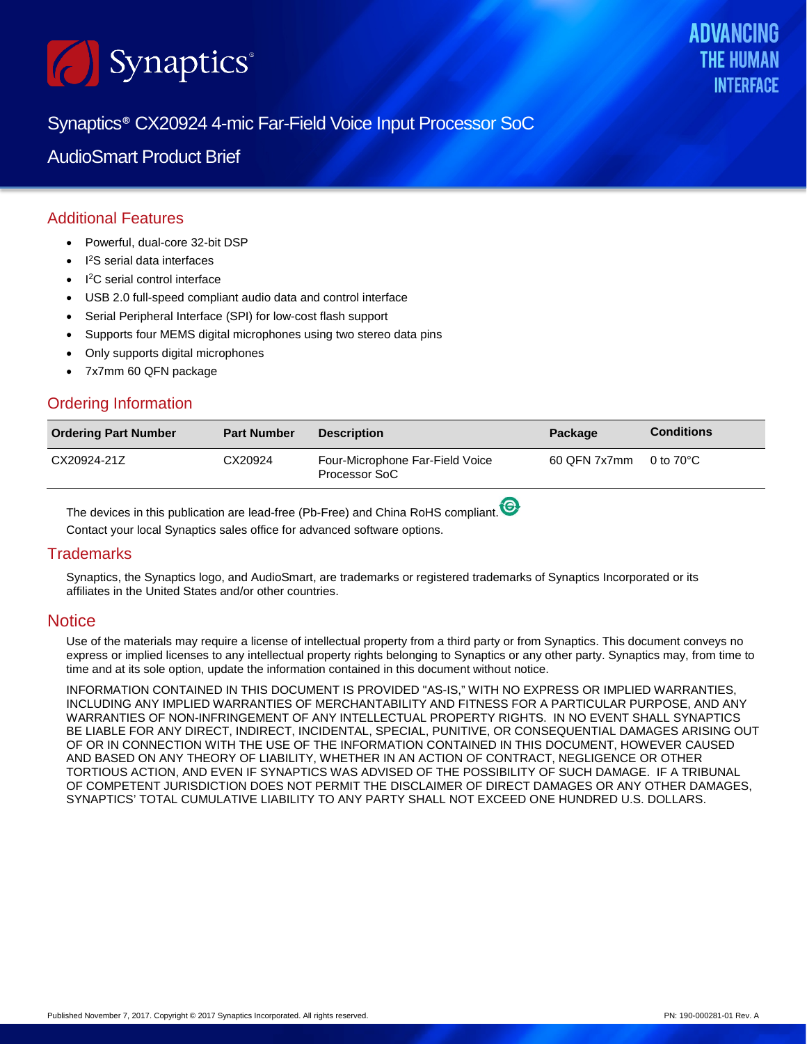# Synaptics® CX20924 4-mic Far-Field Voice Input Processor SoC

AudioSmart Product Brief

## Additional Features

- Powerful, dual-core 32-bit DSP
- I²S serial data interfaces
- I²C serial control interface
- USB 2.0 full-speed compliant audio data and control interface
- Serial Peripheral Interface (SPI) for low-cost flash support
- Supports four MEMS digital microphones using two stereo data pins
- Only supports digital microphones
- 7x7mm 60 QFN package

## Ordering Information

| Ordering Part Number | Part Number | Description | Package | Conditions |
|---|---|---|---|---|
| CX20924-21Z | CX20924 | Four-Microphone Far-Field Voice Processor SoC | 60 QFN 7x7mm | 0 to 70°C |

The devices in this publication are lead-free (Pb-Free) and China RoHS compliant.

Contact your local Synaptics sales office for advanced software options.

## Trademarks

Synaptics, the Synaptics logo, and AudioSmart, are trademarks or registered trademarks of Synaptics Incorporated or its affiliates in the United States and/or other countries.

## Notice

Use of the materials may require a license of intellectual property from a third party or from Synaptics. This document conveys no express or implied licenses to any intellectual property rights belonging to Synaptics or any other party. Synaptics may, from time to time and at its sole option, update the information contained in this document without notice.

INFORMATION CONTAINED IN THIS DOCUMENT IS PROVIDED "AS-IS," WITH NO EXPRESS OR IMPLIED WARRANTIES, INCLUDING ANY IMPLIED WARRANTIES OF MERCHANTABILITY AND FITNESS FOR A PARTICULAR PURPOSE, AND ANY WARRANTIES OF NON-INFRINGEMENT OF ANY INTELLECTUAL PROPERTY RIGHTS. IN NO EVENT SHALL SYNAPTICS BE LIABLE FOR ANY DIRECT, INDIRECT, INCIDENTAL, SPECIAL, PUNITIVE, OR CONSEQUENTIAL DAMAGES ARISING OUT OF OR IN CONNECTION WITH THE USE OF THE INFORMATION CONTAINED IN THIS DOCUMENT, HOWEVER CAUSED AND BASED ON ANY THEORY OF LIABILITY, WHETHER IN AN ACTION OF CONTRACT, NEGLIGENCE OR OTHER TORTIOUS ACTION, AND EVEN IF SYNAPTICS WAS ADVISED OF THE POSSIBILITY OF SUCH DAMAGE. IF A TRIBUNAL OF COMPETENT JURISDICTION DOES NOT PERMIT THE DISCLAIMER OF DIRECT DAMAGES OR ANY OTHER DAMAGES, SYNAPTICS' TOTAL CUMULATIVE LIABILITY TO ANY PARTY SHALL NOT EXCEED ONE HUNDRED U.S. DOLLARS.

Published November 7, 2017. Copyright © 2017 Synaptics Incorporated. All rights reserved.

PN: 190-000281-01 Rev. A